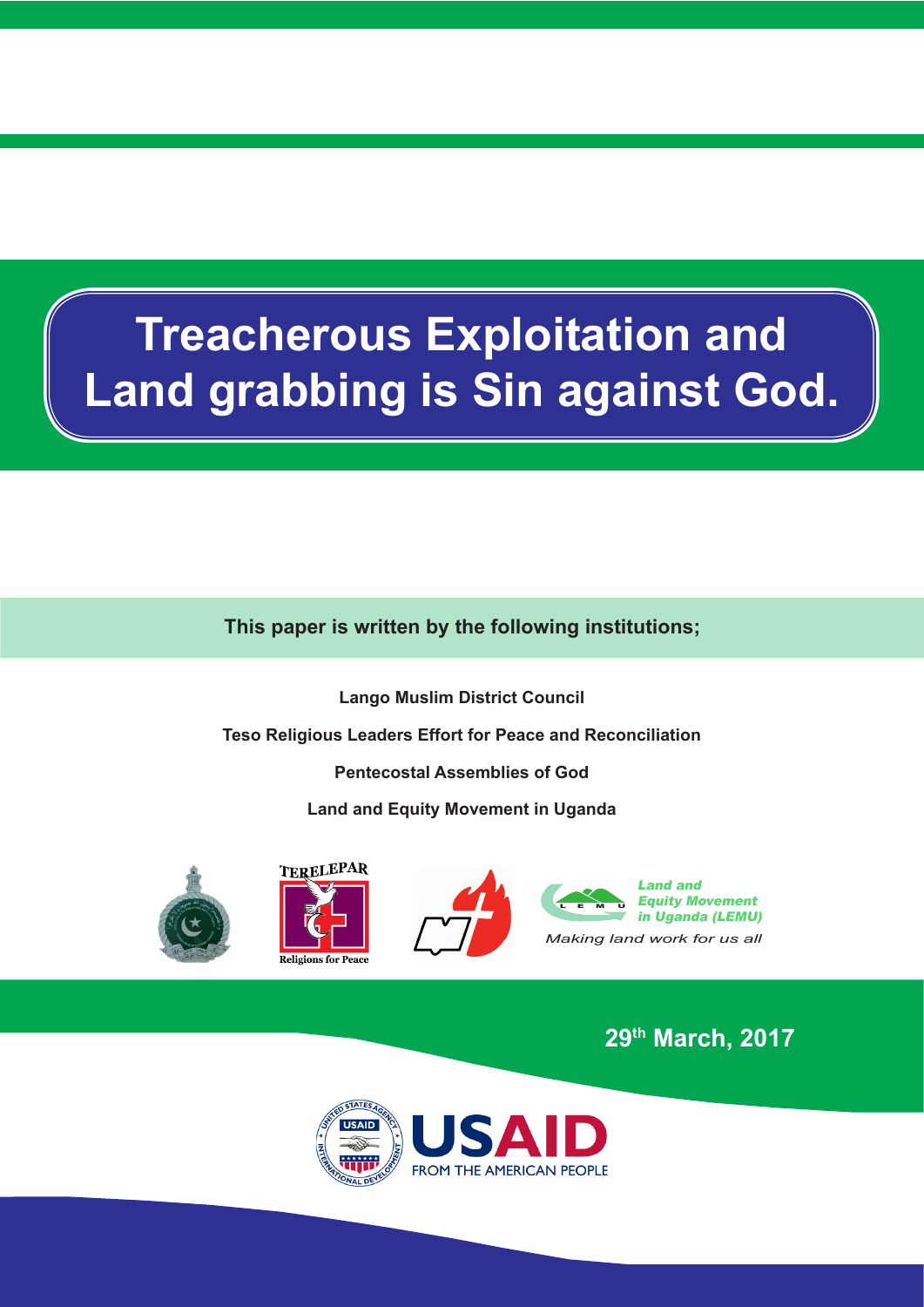# Treacherous Exploitation and Land grabbing is Sin against God.

**This paper is written by the following institutions;**

**Lango Muslim District Council**

**Teso Religious Leaders Effort for Peace and Reconciliation**

**Pentecostal Assemblies of God**

**Land and Equity Movement in Uganda**

TERELEPAR

Religions for Peace

*Land and Equity Movement in Uganda (LEMU)*

*Making land work for us all*

**29th March, 2017**

USAID FROM THE AMERICAN PEOPLE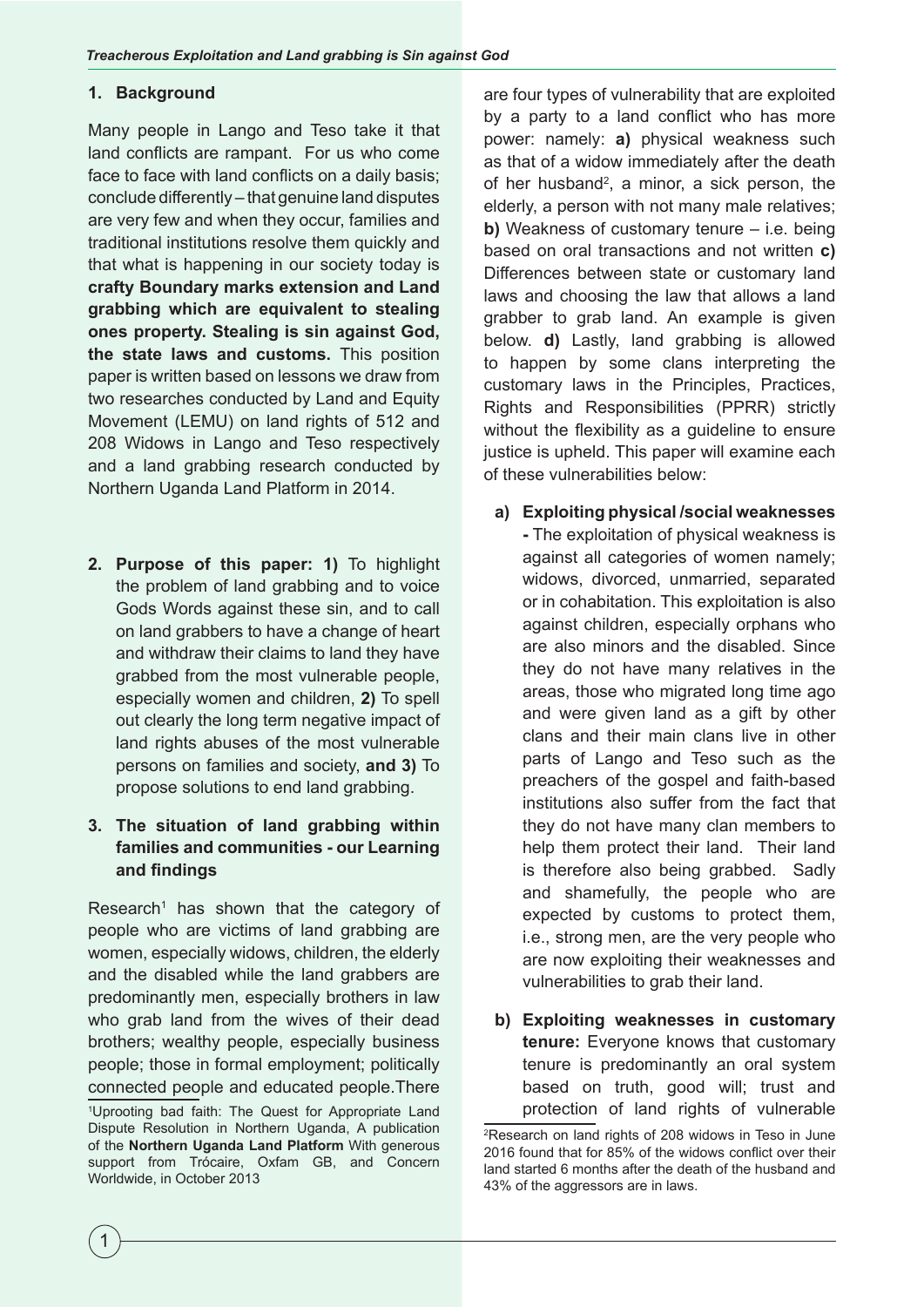## 1. Background

Many people in Lango and Teso take it that land conflicts are rampant. For us who come face to face with land conflicts on a daily basis; conclude differently – that genuine land disputes are very few and when they occur, families and traditional institutions resolve them quickly and that what is happening in our society today is **crafty Boundary marks extension and Land grabbing which are equivalent to stealing ones property. Stealing is sin against God, the state laws and customs.** This position paper is written based on lessons we draw from two researches conducted by Land and Equity Movement (LEMU) on land rights of 512 and 208 Widows in Lango and Teso respectively and a land grabbing research conducted by Northern Uganda Land Platform in 2014.

**2. Purpose of this paper: 1)** To highlight the problem of land grabbing and to voice Gods Words against these sin, and to call on land grabbers to have a change of heart and withdraw their claims to land they have grabbed from the most vulnerable people, especially women and children, **2)** To spell out clearly the long term negative impact of land rights abuses of the most vulnerable persons on families and society, **and 3)** To propose solutions to end land grabbing.

## 3. The situation of land grabbing within families and communities - our Learning and findings

Research[1] has shown that the category of people who are victims of land grabbing are women, especially widows, children, the elderly and the disabled while the land grabbers are predominantly men, especially brothers in law who grab land from the wives of their dead brothers; wealthy people, especially business people; those in formal employment; politically connected people and educated people.There are four types of vulnerability that are exploited by a party to a land conflict who has more power: namely: **a)** physical weakness such as that of a widow immediately after the death of her husband[2], a minor, a sick person, the elderly, a person with not many male relatives; **b)** Weakness of customary tenure – i.e. being based on oral transactions and not written **c)** Differences between state or customary land laws and choosing the law that allows a land grabber to grab land. An example is given below. **d)** Lastly, land grabbing is allowed to happen by some clans interpreting the customary laws in the Principles, Practices, Rights and Responsibilities (PPRR) strictly without the flexibility as a guideline to ensure justice is upheld. This paper will examine each of these vulnerabilities below:

**a) Exploiting physical /social weaknesses -** The exploitation of physical weakness is against all categories of women namely; widows, divorced, unmarried, separated or in cohabitation. This exploitation is also against children, especially orphans who are also minors and the disabled. Since they do not have many relatives in the areas, those who migrated long time ago and were given land as a gift by other clans and their main clans live in other parts of Lango and Teso such as the preachers of the gospel and faith-based institutions also suffer from the fact that they do not have many clan members to help them protect their land. Their land is therefore also being grabbed. Sadly and shamefully, the people who are expected by customs to protect them, i.e., strong men, are the very people who are now exploiting their weaknesses and vulnerabilities to grab their land.

**b) Exploiting weaknesses in customary tenure:** Everyone knows that customary tenure is predominantly an oral system based on truth, good will; trust and protection of land rights of vulnerable

[1] Uprooting bad faith: The Quest for Appropriate Land Dispute Resolution in Northern Uganda, A publication of the **Northern Uganda Land Platform** With generous support from Trócaire, Oxfam GB, and Concern Worldwide, in October 2013

[2] Research on land rights of 208 widows in Teso in June 2016 found that for 85% of the widows conflict over their land started 6 months after the death of the husband and 43% of the aggressors are in laws.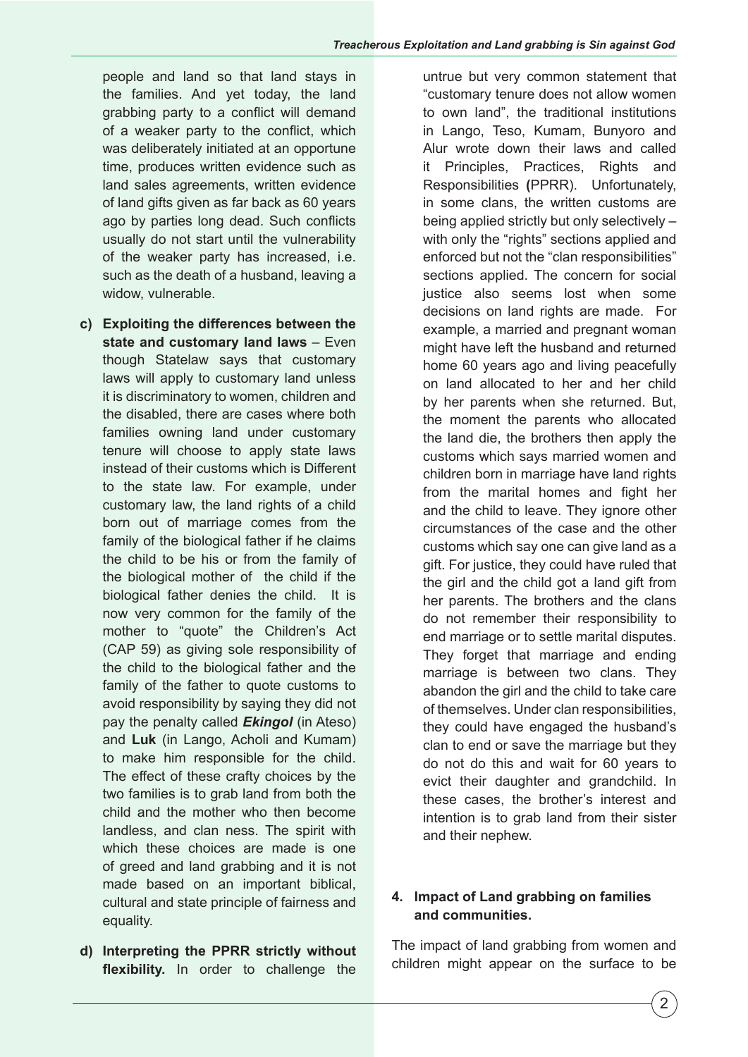people and land so that land stays in the families. And yet today, the land grabbing party to a conflict will demand of a weaker party to the conflict, which was deliberately initiated at an opportune time, produces written evidence such as land sales agreements, written evidence of land gifts given as far back as 60 years ago by parties long dead. Such conflicts usually do not start until the vulnerability of the weaker party has increased, i.e. such as the death of a husband, leaving a widow, vulnerable.

c) **Exploiting the differences between the state and customary land laws** – Even though Statelaw says that customary laws will apply to customary land unless it is discriminatory to women, children and the disabled, there are cases where both families owning land under customary tenure will choose to apply state laws instead of their customs which is Different to the state law. For example, under customary law, the land rights of a child born out of marriage comes from the family of the biological father if he claims the child to be his or from the family of the biological mother of the child if the biological father denies the child. It is now very common for the family of the mother to "quote" the Children's Act (CAP 59) as giving sole responsibility of the child to the biological father and the family of the father to quote customs to avoid responsibility by saying they did not pay the penalty called ***Ekingol*** (in Ateso) and **Luk** (in Lango, Acholi and Kumam) to make him responsible for the child. The effect of these crafty choices by the two families is to grab land from both the child and the mother who then become landless, and clan ness. The spirit with which these choices are made is one of greed and land grabbing and it is not made based on an important biblical, cultural and state principle of fairness and equality.

d) **Interpreting the PPRR strictly without flexibility.** In order to challenge the untrue but very common statement that "customary tenure does not allow women to own land", the traditional institutions in Lango, Teso, Kumam, Bunyoro and Alur wrote down their laws and called it Principles, Practices, Rights and Responsibilities **(**PPRR). Unfortunately, in some clans, the written customs are being applied strictly but only selectively – with only the "rights" sections applied and enforced but not the "clan responsibilities" sections applied. The concern for social justice also seems lost when some decisions on land rights are made. For example, a married and pregnant woman might have left the husband and returned home 60 years ago and living peacefully on land allocated to her and her child by her parents when she returned. But, the moment the parents who allocated the land die, the brothers then apply the customs which says married women and children born in marriage have land rights from the marital homes and fight her and the child to leave. They ignore other circumstances of the case and the other customs which say one can give land as a gift. For justice, they could have ruled that the girl and the child got a land gift from her parents. The brothers and the clans do not remember their responsibility to end marriage or to settle marital disputes. They forget that marriage and ending marriage is between two clans. They abandon the girl and the child to take care of themselves. Under clan responsibilities, they could have engaged the husband's clan to end or save the marriage but they do not do this and wait for 60 years to evict their daughter and grandchild. In these cases, the brother's interest and intention is to grab land from their sister and their nephew.

## 4. Impact of Land grabbing on families and communities.

The impact of land grabbing from women and children might appear on the surface to be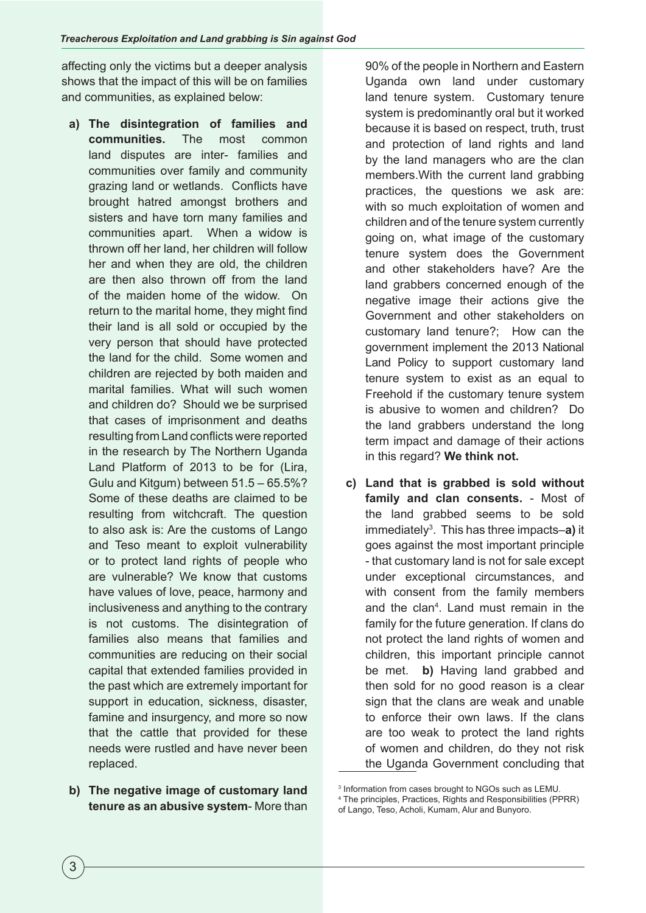affecting only the victims but a deeper analysis shows that the impact of this will be on families and communities, as explained below:

**a) The disintegration of families and communities.** The most common land disputes are inter- families and communities over family and community grazing land or wetlands. Conflicts have brought hatred amongst brothers and sisters and have torn many families and communities apart. When a widow is thrown off her land, her children will follow her and when they are old, the children are then also thrown off from the land of the maiden home of the widow. On return to the marital home, they might find their land is all sold or occupied by the very person that should have protected the land for the child. Some women and children are rejected by both maiden and marital families. What will such women and children do? Should we be surprised that cases of imprisonment and deaths resulting from Land conflicts were reported in the research by The Northern Uganda Land Platform of 2013 to be for (Lira, Gulu and Kitgum) between 51.5 – 65.5%? Some of these deaths are claimed to be resulting from witchcraft. The question to also ask is: Are the customs of Lango and Teso meant to exploit vulnerability or to protect land rights of people who are vulnerable? We know that customs have values of love, peace, harmony and inclusiveness and anything to the contrary is not customs. The disintegration of families also means that families and communities are reducing on their social capital that extended families provided in the past which are extremely important for support in education, sickness, disaster, famine and insurgency, and more so now that the cattle that provided for these needs were rustled and have never been replaced.

**b) The negative image of customary land tenure as an abusive system**- More than 90% of the people in Northern and Eastern Uganda own land under customary land tenure system. Customary tenure system is predominantly oral but it worked because it is based on respect, truth, trust and protection of land rights and land by the land managers who are the clan members.With the current land grabbing practices, the questions we ask are: with so much exploitation of women and children and of the tenure system currently going on, what image of the customary tenure system does the Government and other stakeholders have? Are the land grabbers concerned enough of the negative image their actions give the Government and other stakeholders on customary land tenure?; How can the government implement the 2013 National Land Policy to support customary land tenure system to exist as an equal to Freehold if the customary tenure system is abusive to women and children? Do the land grabbers understand the long term impact and damage of their actions in this regard? **We think not.**

**c) Land that is grabbed is sold without family and clan consents.** - Most of the land grabbed seems to be sold immediately[3]. This has three impacts–**a)** it goes against the most important principle - that customary land is not for sale except under exceptional circumstances, and with consent from the family members and the clan[4]. Land must remain in the family for the future generation. If clans do not protect the land rights of women and children, this important principle cannot be met. **b)** Having land grabbed and then sold for no good reason is a clear sign that the clans are weak and unable to enforce their own laws. If the clans are too weak to protect the land rights of women and children, do they not risk the Uganda Government concluding that

---

[3] Information from cases brought to NGOs such as LEMU.

[4] The principles, Practices, Rights and Responsibilities (PPRR) of Lango, Teso, Acholi, Kumam, Alur and Bunyoro.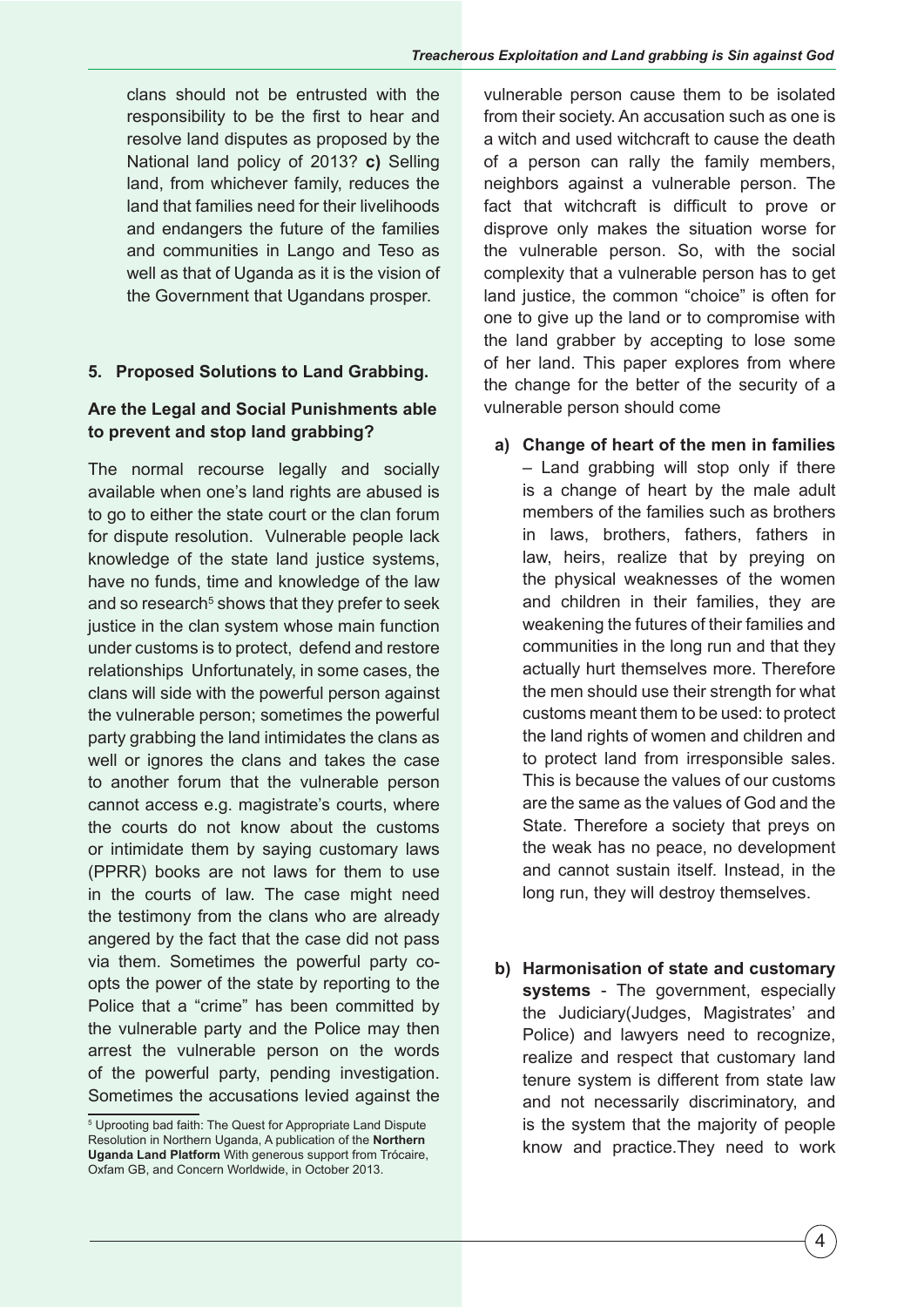clans should not be entrusted with the responsibility to be the first to hear and resolve land disputes as proposed by the National land policy of 2013? **c)** Selling land, from whichever family, reduces the land that families need for their livelihoods and endangers the future of the families and communities in Lango and Teso as well as that of Uganda as it is the vision of the Government that Ugandans prosper.

## 5. Proposed Solutions to Land Grabbing.

### Are the Legal and Social Punishments able to prevent and stop land grabbing?

The normal recourse legally and socially available when one's land rights are abused is to go to either the state court or the clan forum for dispute resolution. Vulnerable people lack knowledge of the state land justice systems, have no funds, time and knowledge of the law and so research[5] shows that they prefer to seek justice in the clan system whose main function under customs is to protect, defend and restore relationships Unfortunately, in some cases, the clans will side with the powerful person against the vulnerable person; sometimes the powerful party grabbing the land intimidates the clans as well or ignores the clans and takes the case to another forum that the vulnerable person cannot access e.g. magistrate's courts, where the courts do not know about the customs or intimidate them by saying customary laws (PPRR) books are not laws for them to use in the courts of law. The case might need the testimony from the clans who are already angered by the fact that the case did not pass via them. Sometimes the powerful party co-opts the power of the state by reporting to the Police that a "crime" has been committed by the vulnerable party and the Police may then arrest the vulnerable person on the words of the powerful party, pending investigation. Sometimes the accusations levied against the vulnerable person cause them to be isolated from their society. An accusation such as one is a witch and used witchcraft to cause the death of a person can rally the family members, neighbors against a vulnerable person. The fact that witchcraft is difficult to prove or disprove only makes the situation worse for the vulnerable person. So, with the social complexity that a vulnerable person has to get land justice, the common "choice" is often for one to give up the land or to compromise with the land grabber by accepting to lose some of her land. This paper explores from where the change for the better of the security of a vulnerable person should come

a) **Change of heart of the men in families** – Land grabbing will stop only if there is a change of heart by the male adult members of the families such as brothers in laws, brothers, fathers, fathers in law, heirs, realize that by preying on the physical weaknesses of the women and children in their families, they are weakening the futures of their families and communities in the long run and that they actually hurt themselves more. Therefore the men should use their strength for what customs meant them to be used: to protect the land rights of women and children and to protect land from irresponsible sales. This is because the values of our customs are the same as the values of God and the State. Therefore a society that preys on the weak has no peace, no development and cannot sustain itself. Instead, in the long run, they will destroy themselves.

b) **Harmonisation of state and customary systems** - The government, especially the Judiciary(Judges, Magistrates' and Police) and lawyers need to recognize, realize and respect that customary land tenure system is different from state law and not necessarily discriminatory, and is the system that the majority of people know and practice.They need to work

[5] Uprooting bad faith: The Quest for Appropriate Land Dispute Resolution in Northern Uganda, A publication of the **Northern Uganda Land Platform** With generous support from Trócaire, Oxfam GB, and Concern Worldwide, in October 2013.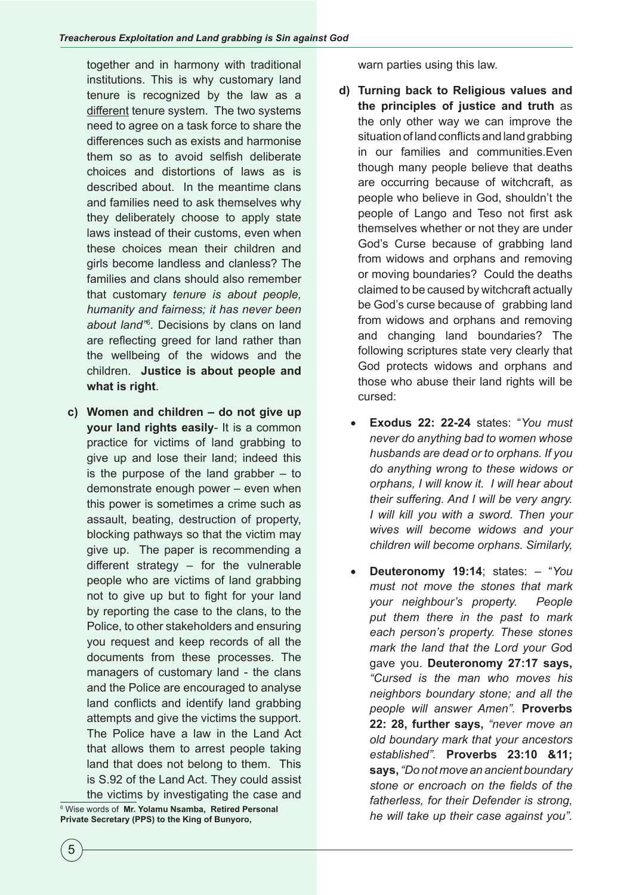together and in harmony with traditional institutions. This is why customary land tenure is recognized by the law as a different tenure system. The two systems need to agree on a task force to share the differences such as exists and harmonise them so as to avoid selfish deliberate choices and distortions of laws as is described about. In the meantime clans and families need to ask themselves why they deliberately choose to apply state laws instead of their customs, even when these choices mean their children and girls become landless and clanless? The families and clans should also remember that customary *tenure is about people, humanity and fairness; it has never been about land"*[6]. Decisions by clans on land are reflecting greed for land rather than the wellbeing of the widows and the children. **Justice is about people and what is right**.

c) **Women and children – do not give up your land rights easily**- It is a common practice for victims of land grabbing to give up and lose their land; indeed this is the purpose of the land grabber – to demonstrate enough power – even when this power is sometimes a crime such as assault, beating, destruction of property, blocking pathways so that the victim may give up. The paper is recommending a different strategy – for the vulnerable people who are victims of land grabbing not to give up but to fight for your land by reporting the case to the clans, to the Police, to other stakeholders and ensuring you request and keep records of all the documents from these processes. The managers of customary land - the clans and the Police are encouraged to analyse land conflicts and identify land grabbing attempts and give the victims the support. The Police have a law in the Land Act that allows them to arrest people taking land that does not belong to them. This is S.92 of the Land Act. They could assist the victims by investigating the case and warn parties using this law.

d) **Turning back to Religious values and the principles of justice and truth** as the only other way we can improve the situation of land conflicts and land grabbing in our families and communities.Even though many people believe that deaths are occurring because of witchcraft, as people who believe in God, shouldn't the people of Lango and Teso not first ask themselves whether or not they are under God's Curse because of grabbing land from widows and orphans and removing or moving boundaries? Could the deaths claimed to be caused by witchcraft actually be God's curse because of grabbing land from widows and orphans and removing and changing land boundaries? The following scriptures state very clearly that God protects widows and orphans and those who abuse their land rights will be cursed:

- **Exodus 22: 22-24** states: "*You must never do anything bad to women whose husbands are dead or to orphans. If you do anything wrong to these widows or orphans, I will know it. I will hear about their suffering. And I will be very angry. I will kill you with a sword. Then your wives will become widows and your children will become orphans. Similarly,*
- **Deuteronomy 19:14**; states: – "*You must not move the stones that mark your neighbour's property. People put them there in the past to mark each person's property. These stones mark the land that the Lord your Go*d gave you. **Deuteronomy 27:17 says,** *"Cursed is the man who moves his neighbors boundary stone; and all the people will answer Amen".* **Proverbs 22: 28, further says,** *"never move an old boundary mark that your ancestors established".* **Proverbs 23:10 &11; says,** *"Do not move an ancient boundary stone or encroach on the fields of the fatherless, for their Defender is strong, he will take up their case against you".*

[6] Wise words of **Mr. Yolamu Nsamba, Retired Personal Private Secretary (PPS) to the King of Bunyoro,**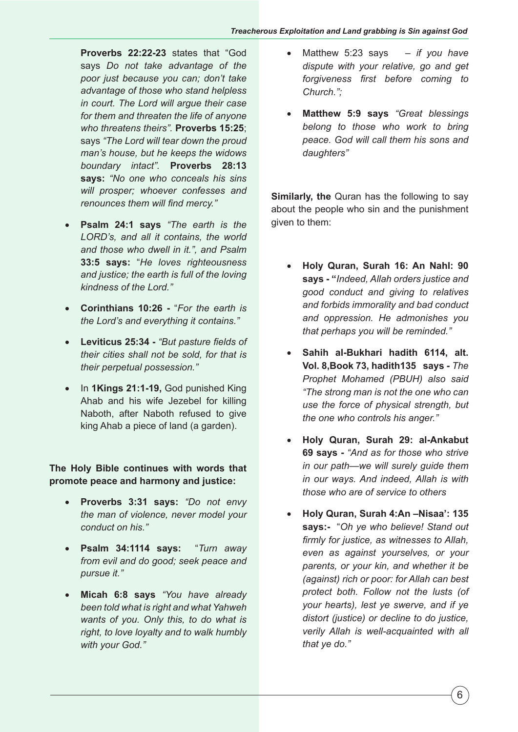**Proverbs 22:22-23** states that "God says *Do not take advantage of the poor just because you can; don't take advantage of those who stand helpless in court. The Lord will argue their case for them and threaten the life of anyone who threatens theirs".* **Proverbs 15:25**; says *"The Lord will tear down the proud man's house, but he keeps the widows boundary intact".* **Proverbs 28:13 says:** *"No one who conceals his sins will prosper; whoever confesses and renounces them will find mercy."*

- **Psalm 24:1 says** *"The earth is the LORD's, and all it contains, the world and those who dwell in it.",* and Psalm **33:5 says:** "*He loves righteousness and justice; the earth is full of the loving kindness of the Lord."*
- **Corinthians 10:26 -** "*For the earth is the Lord's and everything it contains."*
- **Leviticus 25:34 -** *"But pasture fields of their cities shall not be sold, for that is their perpetual possession."*
- In **1Kings 21:1-19,** God punished King Ahab and his wife Jezebel for killing Naboth, after Naboth refused to give king Ahab a piece of land (a garden).

**The Holy Bible continues with words that promote peace and harmony and justice:**

- **Proverbs 3:31 says:** *"Do not envy the man of violence, never model your conduct on his."*
- **Psalm 34:1114 says:** "*Turn away from evil and do good; seek peace and pursue it."*
- **Micah 6:8 says** *"You have already been told what is right and what Yahweh wants of you. Only this, to do what is right, to love loyalty and to walk humbly with your God."*
- Matthew 5:23 says – *if you have dispute with your relative, go and get forgiveness first before coming to Church.";*
- **Matthew 5:9 says** *"Great blessings belong to those who work to bring peace. God will call them his sons and daughters"*

**Similarly, the** Quran has the following to say about the people who sin and the punishment given to them:

- **Holy Quran, Surah 16: An Nahl: 90 says - "***Indeed, Allah orders justice and good conduct and giving to relatives and forbids immorality and bad conduct and oppression. He admonishes you that perhaps you will be reminded."*
- **Sahih al-Bukhari hadith 6114, alt. Vol. 8,Book 73, hadith135 says -** *The Prophet Mohamed (PBUH) also said "The strong man is not the one who can use the force of physical strength, but the one who controls his anger."*
- **Holy Quran, Surah 29: al-Ankabut 69 says -** *"And as for those who strive in our path—we will surely guide them in our ways. And indeed, Allah is with those who are of service to others*
- **Holy Quran, Surah 4:An –Nisaa': 135 says:-** "*Oh ye who believe! Stand out firmly for justice, as witnesses to Allah, even as against yourselves, or your parents, or your kin, and whether it be (against) rich or poor: for Allah can best protect both. Follow not the lusts (of your hearts), lest ye swerve, and if ye distort (justice) or decline to do justice, verily Allah is well-acquainted with all that ye do."*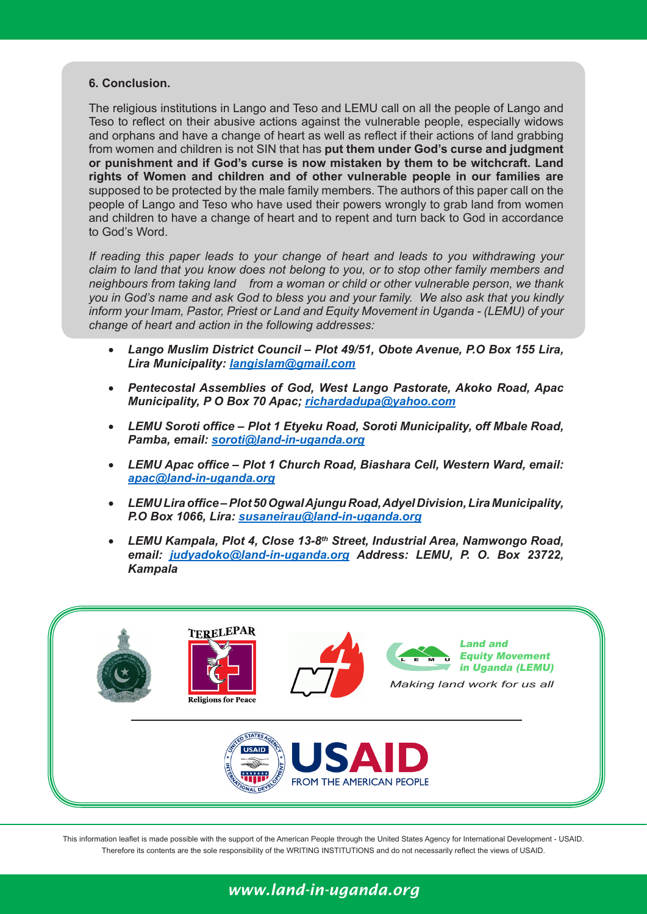## 6. Conclusion.

The religious institutions in Lango and Teso and LEMU call on all the people of Lango and Teso to reflect on their abusive actions against the vulnerable people, especially widows and orphans and have a change of heart as well as reflect if their actions of land grabbing from women and children is not SIN that has **put them under God's curse and judgment or punishment and if God's curse is now mistaken by them to be witchcraft. Land rights of Women and children and of other vulnerable people in our families are** supposed to be protected by the male family members. The authors of this paper call on the people of Lango and Teso who have used their powers wrongly to grab land from women and children to have a change of heart and to repent and turn back to God in accordance to God's Word.

*If reading this paper leads to your change of heart and leads to you withdrawing your claim to land that you know does not belong to you, or to stop other family members and neighbours from taking land from a woman or child or other vulnerable person, we thank you in God's name and ask God to bless you and your family. We also ask that you kindly inform your Imam, Pastor, Priest or Land and Equity Movement in Uganda - (LEMU) of your change of heart and action in the following addresses:*

- ***Lango Muslim District Council – Plot 49/51, Obote Avenue, P.O Box 155 Lira, Lira Municipality: langislam@gmail.com***
- ***Pentecostal Assemblies of God, West Lango Pastorate, Akoko Road, Apac Municipality, P O Box 70 Apac; richardadupa@yahoo.com***
- ***LEMU Soroti office – Plot 1 Etyeku Road, Soroti Municipality, off Mbale Road, Pamba, email: soroti@land-in-uganda.org***
- ***LEMU Apac office – Plot 1 Church Road, Biashara Cell, Western Ward, email: apac@land-in-uganda.org***
- ***LEMU Lira office – Plot 50 Ogwal Ajungu Road, Adyel Division, Lira Municipality, P.O Box 1066, Lira: susaneirau@land-in-uganda.org***
- ***LEMU Kampala, Plot 4, Close 13-8th Street, Industrial Area, Namwongo Road, email: judyadoko@land-in-uganda.org Address: LEMU, P. O. Box 23722, Kampala***

TERELEPAR

Religions for Peace

Land and Equity Movement in Uganda (LEMU)

Making land work for us all

USAID FROM THE AMERICAN PEOPLE

This information leaflet is made possible with the support of the American People through the United States Agency for International Development - USAID. Therefore its contents are the sole responsibility of the WRITING INSTITUTIONS and do not necessarily reflect the views of USAID.

www.land-in-uganda.org